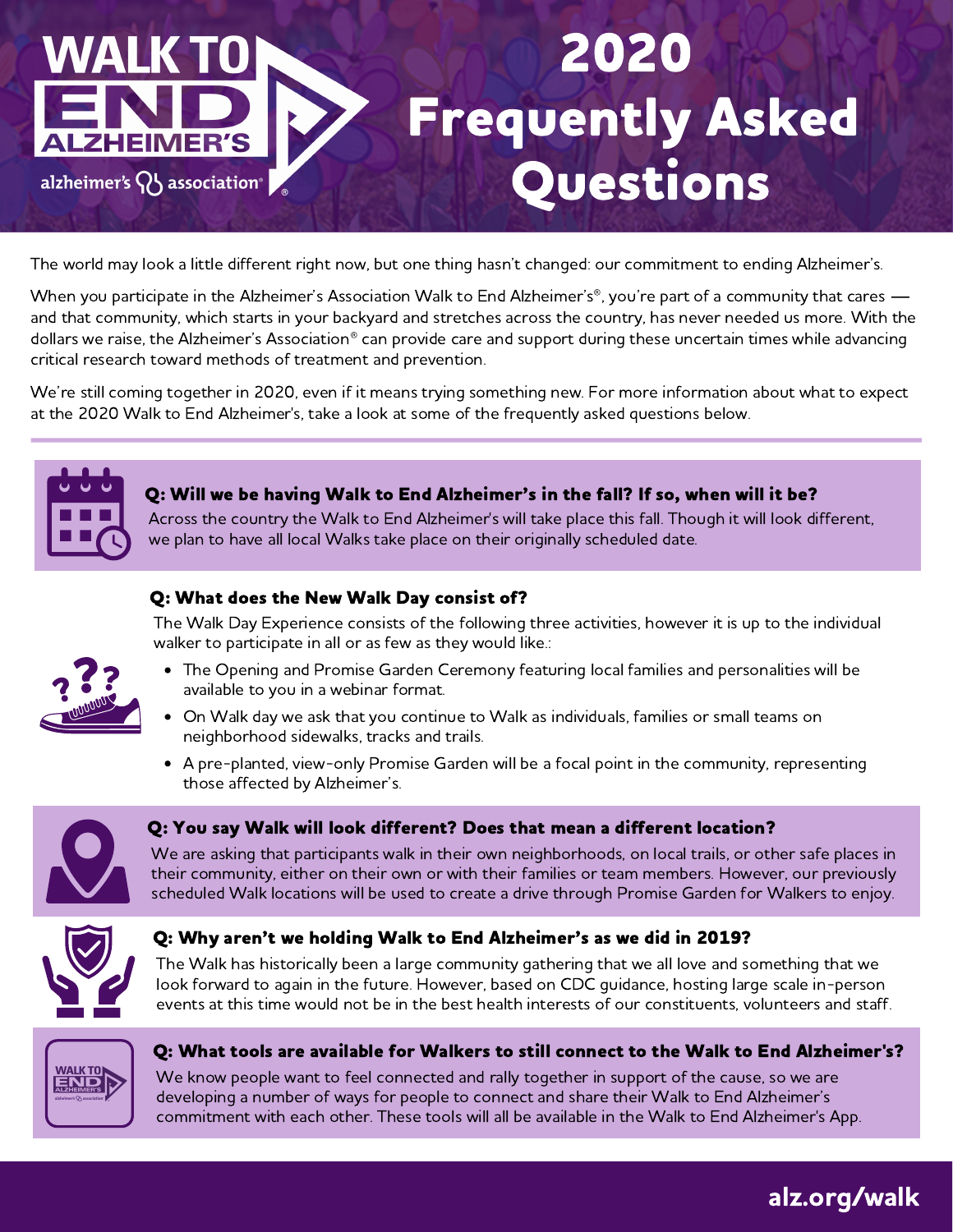# 2020 Frequently Asked Questions

The world may look a little different right now, but one thing hasn't changed: our commitment to ending Alzheimer's.

When you participate in the Alzheimer's Association Walk to End Alzheimer's®, you're part of a community that cares — and that community, which starts in your backyard and stretches across the country, has never needed us more. With the dollars we raise, the Alzheimer's Association® can provide care and support during these uncertain times while advancing critical research toward methods of treatment and prevention.

We're still coming together in 2020, even if it means trying something new. For more information about what to expect at the 2020 Walk to End Alzheimer's, take a look at some of the frequently asked questions below.

---

### Q: Will we be having Walk to End Alzheimer's in the fall? If so, when will it be?

Across the country the Walk to End Alzheimer's will take place this fall. Though it will look different, we plan to have all local Walks take place on their originally scheduled date.

### Q: What does the New Walk Day consist of?

The Walk Day Experience consists of the following three activities, however it is up to the individual walker to participate in all or as few as they would like.:

- The Opening and Promise Garden Ceremony featuring local families and personalities will be available to you in a webinar format.
- On Walk day we ask that you continue to Walk as individuals, families or small teams on neighborhood sidewalks, tracks and trails.
- A pre-planted, view-only Promise Garden will be a focal point in the community, representing those affected by Alzheimer's.

### Q: You say Walk will look different? Does that mean a different location?

We are asking that participants walk in their own neighborhoods, on local trails, or other safe places in their community, either on their own or with their families or team members. However, our previously scheduled Walk locations will be used to create a drive through Promise Garden for Walkers to enjoy.

### Q: Why aren't we holding Walk to End Alzheimer's as we did in 2019?

The Walk has historically been a large community gathering that we all love and something that we look forward to again in the future. However, based on CDC guidance, hosting large scale in-person events at this time would not be in the best health interests of our constituents, volunteers and staff.

### Q: What tools are available for Walkers to still connect to the Walk to End Alzheimer's?

We know people want to feel connected and rally together in support of the cause, so we are developing a number of ways for people to connect and share their Walk to End Alzheimer's commitment with each other. These tools will all be available in the Walk to End Alzheimer's App.

alz.org/walk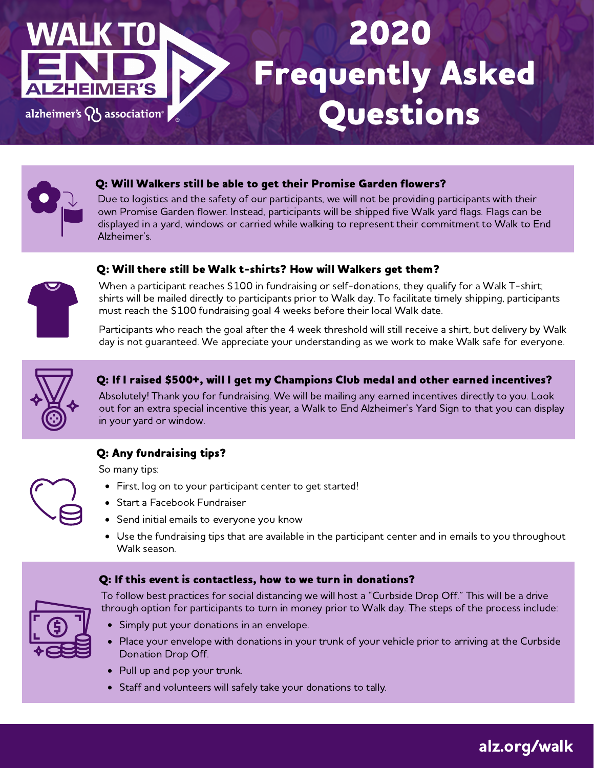WALK TO END ALZHEIMER'S

alzheimer's association

# 2020 Frequently Asked Questions

### Q: Will Walkers still be able to get their Promise Garden flowers?

Due to logistics and the safety of our participants, we will not be providing participants with their own Promise Garden flower. Instead, participants will be shipped five Walk yard flags. Flags can be displayed in a yard, windows or carried while walking to represent their commitment to Walk to End Alzheimer's.

### Q: Will there still be Walk t-shirts? How will Walkers get them?

When a participant reaches $100 in fundraising or self-donations, they qualify for a Walk T-shirt; shirts will be mailed directly to participants prior to Walk day. To facilitate timely shipping, participants must reach the $100 fundraising goal 4 weeks before their local Walk date.

Participants who reach the goal after the 4 week threshold will still receive a shirt, but delivery by Walk day is not guaranteed. We appreciate your understanding as we work to make Walk safe for everyone.

### Q: If I raised $500+, will I get my Champions Club medal and other earned incentives?

Absolutely! Thank you for fundraising. We will be mailing any earned incentives directly to you. Look out for an extra special incentive this year, a Walk to End Alzheimer's Yard Sign to that you can display in your yard or window.

### Q: Any fundraising tips?

So many tips:

- First, log on to your participant center to get started!
- Start a Facebook Fundraiser
- Send initial emails to everyone you know
- Use the fundraising tips that are available in the participant center and in emails to you throughout Walk season.

### Q: If this event is contactless, how to we turn in donations?

To follow best practices for social distancing we will host a "Curbside Drop Off." This will be a drive through option for participants to turn in money prior to Walk day. The steps of the process include:

- Simply put your donations in an envelope.
- Place your envelope with donations in your trunk of your vehicle prior to arriving at the Curbside Donation Drop Off.
- Pull up and pop your trunk.
- Staff and volunteers will safely take your donations to tally.

alz.org/walk